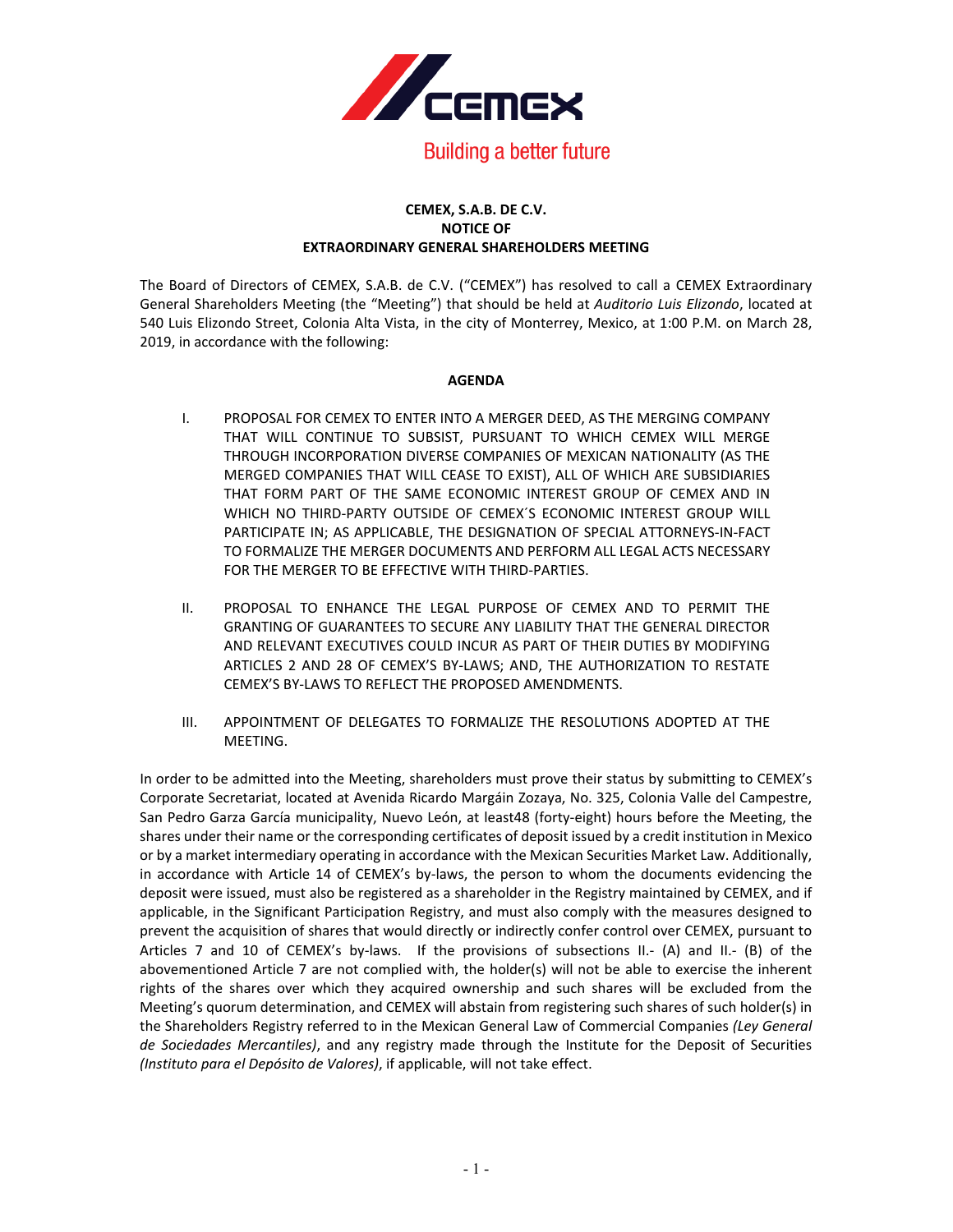CEMEX

Building a better future

**CEMEX, S.A.B. DE C.V.**
**NOTICE OF**
**EXTRAORDINARY GENERAL SHAREHOLDERS MEETING**

The Board of Directors of CEMEX, S.A.B. de C.V. ("CEMEX") has resolved to call a CEMEX Extraordinary General Shareholders Meeting (the "Meeting") that should be held at *Auditorio Luis Elizondo*, located at 540 Luis Elizondo Street, Colonia Alta Vista, in the city of Monterrey, Mexico, at 1:00 P.M. on March 28, 2019, in accordance with the following:

**AGENDA**

I. PROPOSAL FOR CEMEX TO ENTER INTO A MERGER DEED, AS THE MERGING COMPANY THAT WILL CONTINUE TO SUBSIST, PURSUANT TO WHICH CEMEX WILL MERGE THROUGH INCORPORATION DIVERSE COMPANIES OF MEXICAN NATIONALITY (AS THE MERGED COMPANIES THAT WILL CEASE TO EXIST), ALL OF WHICH ARE SUBSIDIARIES THAT FORM PART OF THE SAME ECONOMIC INTEREST GROUP OF CEMEX AND IN WHICH NO THIRD-PARTY OUTSIDE OF CEMEX´S ECONOMIC INTEREST GROUP WILL PARTICIPATE IN; AS APPLICABLE, THE DESIGNATION OF SPECIAL ATTORNEYS-IN-FACT TO FORMALIZE THE MERGER DOCUMENTS AND PERFORM ALL LEGAL ACTS NECESSARY FOR THE MERGER TO BE EFFECTIVE WITH THIRD-PARTIES.

II. PROPOSAL TO ENHANCE THE LEGAL PURPOSE OF CEMEX AND TO PERMIT THE GRANTING OF GUARANTEES TO SECURE ANY LIABILITY THAT THE GENERAL DIRECTOR AND RELEVANT EXECUTIVES COULD INCUR AS PART OF THEIR DUTIES BY MODIFYING ARTICLES 2 AND 28 OF CEMEX'S BY-LAWS; AND, THE AUTHORIZATION TO RESTATE CEMEX'S BY-LAWS TO REFLECT THE PROPOSED AMENDMENTS.

III. APPOINTMENT OF DELEGATES TO FORMALIZE THE RESOLUTIONS ADOPTED AT THE MEETING.

In order to be admitted into the Meeting, shareholders must prove their status by submitting to CEMEX's Corporate Secretariat, located at Avenida Ricardo Margáin Zozaya, No. 325, Colonia Valle del Campestre, San Pedro Garza García municipality, Nuevo León, at least48 (forty-eight) hours before the Meeting, the shares under their name or the corresponding certificates of deposit issued by a credit institution in Mexico or by a market intermediary operating in accordance with the Mexican Securities Market Law. Additionally, in accordance with Article 14 of CEMEX's by-laws, the person to whom the documents evidencing the deposit were issued, must also be registered as a shareholder in the Registry maintained by CEMEX, and if applicable, in the Significant Participation Registry, and must also comply with the measures designed to prevent the acquisition of shares that would directly or indirectly confer control over CEMEX, pursuant to Articles 7 and 10 of CEMEX's by-laws. If the provisions of subsections II.- (A) and II.- (B) of the abovementioned Article 7 are not complied with, the holder(s) will not be able to exercise the inherent rights of the shares over which they acquired ownership and such shares will be excluded from the Meeting's quorum determination, and CEMEX will abstain from registering such shares of such holder(s) in the Shareholders Registry referred to in the Mexican General Law of Commercial Companies *(Ley General de Sociedades Mercantiles)*, and any registry made through the Institute for the Deposit of Securities *(Instituto para el Depósito de Valores)*, if applicable, will not take effect.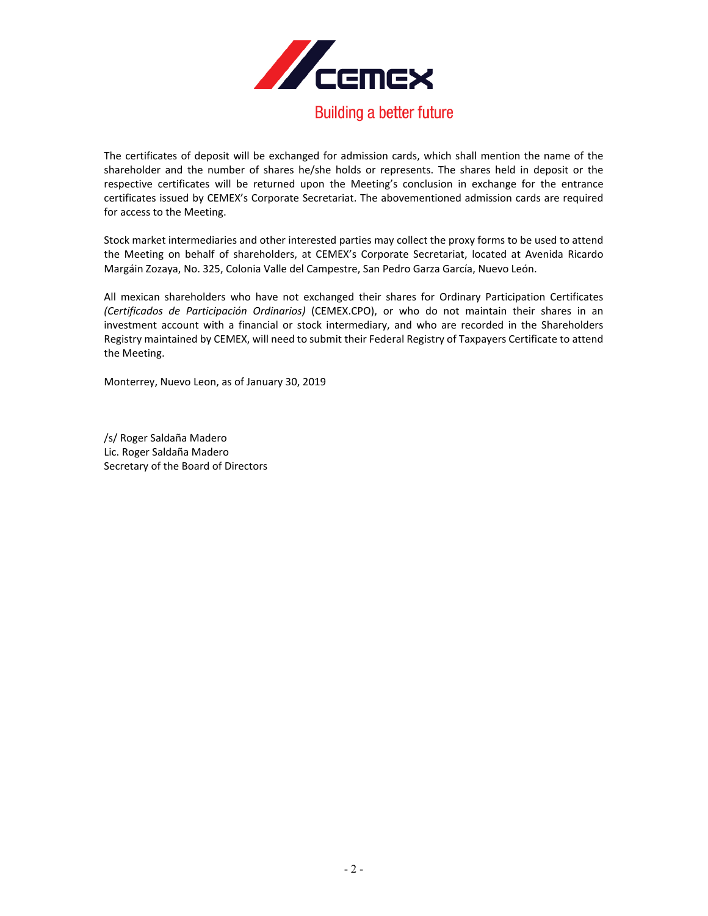The certificates of deposit will be exchanged for admission cards, which shall mention the name of the shareholder and the number of shares he/she holds or represents. The shares held in deposit or the respective certificates will be returned upon the Meeting's conclusion in exchange for the entrance certificates issued by CEMEX's Corporate Secretariat. The abovementioned admission cards are required for access to the Meeting.

Stock market intermediaries and other interested parties may collect the proxy forms to be used to attend the Meeting on behalf of shareholders, at CEMEX's Corporate Secretariat, located at Avenida Ricardo Margáin Zozaya, No. 325, Colonia Valle del Campestre, San Pedro Garza García, Nuevo León.

All mexican shareholders who have not exchanged their shares for Ordinary Participation Certificates *(Certificados de Participación Ordinarios)* (CEMEX.CPO), or who do not maintain their shares in an investment account with a financial or stock intermediary, and who are recorded in the Shareholders Registry maintained by CEMEX, will need to submit their Federal Registry of Taxpayers Certificate to attend the Meeting.

Monterrey, Nuevo Leon, as of January 30, 2019

/s/ Roger Saldaña Madero
Lic. Roger Saldaña Madero
Secretary of the Board of Directors